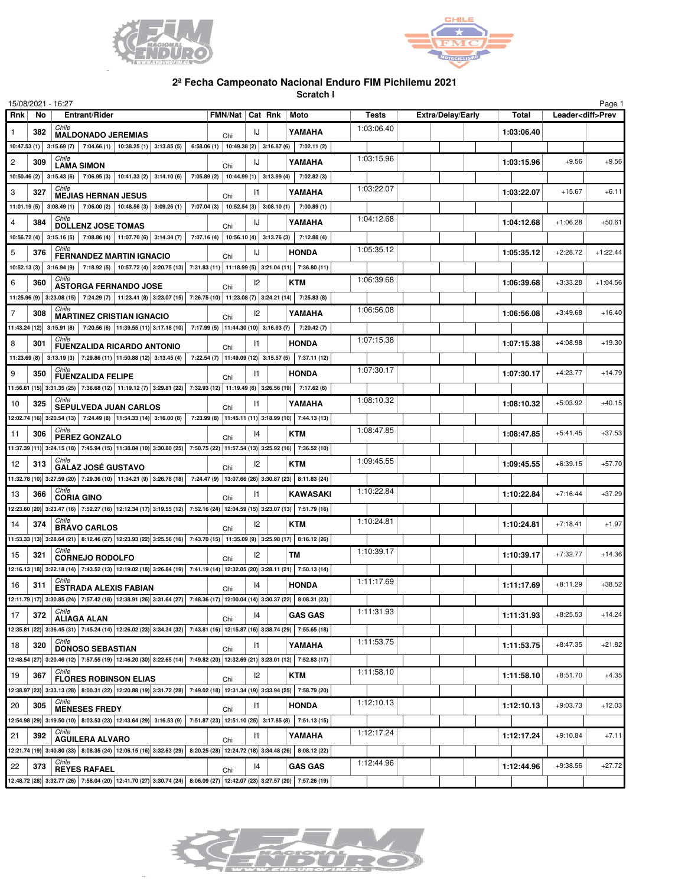## 2ª Fecha Campeonato Nacional Enduro FIM Pichilemu 2021

**Scratch I**

15/08/2021 - 16:27

| Rnk | No | Entrant/Rider | FMN/Nat | Cat | Rnk | Moto | Tests | Extra/Delay/Early | Total | Leader<diff>Prev | |
|---|---|---|---|---|---|---|---|---|---|---|---|
| 1 | 382 | Chile **MALDONADO JEREMIAS** | Chi | IJ | | YAMAHA | 1:03:06.40 | | **1:03:06.40** | | |
| 10:47.53 (1) \| 3:15.69 (7) \| 7:04.66 (1) \| 10:38.25 (1) \| 3:13.85 (5) \| 6:58.06 (1) \| 10:49.38 (2) \| 3:16.87 (6) \| 7:02.11 (2) | | | | | | | | | | | |
| 2 | 309 | Chile **LAMA SIMON** | Chi | IJ | | YAMAHA | 1:03:15.96 | | **1:03:15.96** | +9.56 | +9.56 |
| 10:50.46 (2) \| 3:15.43 (6) \| 7:06.95 (3) \| 10:41.33 (2) \| 3:14.10 (6) \| 7:05.89 (2) \| 10:44.99 (1) \| 3:13.99 (4) \| 7:02.82 (3) | | | | | | | | | | | |
| 3 | 327 | Chile **MEJIAS HERNAN JESUS** | Chi | I1 | | YAMAHA | 1:03:22.07 | | **1:03:22.07** | +15.67 | +6.11 |
| 11:01.19 (5) \| 3:08.49 (1) \| 7:06.00 (2) \| 10:48.56 (3) \| 3:09.26 (1) \| 7:07.04 (3) \| 10:52.54 (3) \| 3:08.10 (1) \| 7:00.89 (1) | | | | | | | | | | | |
| 4 | 384 | Chile **DOLLENZ JOSE TOMAS** | Chi | IJ | | YAMAHA | 1:04:12.68 | | **1:04:12.68** | +1:06.28 | +50.61 |
| 10:56.72 (4) \| 3:15.16 (5) \| 7:08.86 (4) \| 11:07.70 (6) \| 3:14.34 (7) \| 7:07.16 (4) \| 10:56.10 (4) \| 3:13.76 (3) \| 7:12.88 (4) | | | | | | | | | | | |
| 5 | 376 | Chile **FERNANDEZ MARTIN IGNACIO** | Chi | IJ | | HONDA | 1:05:35.12 | | **1:05:35.12** | +2:28.72 | +1:22.44 |
| 10:52.13 (3) \| 3:16.94 (9) \| 7:18.92 (5) \| 10:57.72 (4) \| 3:20.75 (13) \| 7:31.83 (11) \| 11:18.99 (5) \| 3:21.04 (11) \| 7:36.80 (11) | | | | | | | | | | | |
| 6 | 360 | Chile **ASTORGA FERNANDO JOSE** | Chi | I2 | | KTM | 1:06:39.68 | | **1:06:39.68** | +3:33.28 | +1:04.56 |
| 11:25.96 (9) \| 3:23.08 (15) \| 7:24.29 (7) \| 11:23.41 (8) \| 3:23.07 (15) \| 7:26.75 (10) \| 11:23.08 (7) \| 3:24.21 (14) \| 7:25.83 (8) | | | | | | | | | | | |
| 7 | 308 | Chile **MARTINEZ CRISTIAN IGNACIO** | Chi | I2 | | YAMAHA | 1:06:56.08 | | **1:06:56.08** | +3:49.68 | +16.40 |
| 11:43.24 (12) \| 3:15.91 (8) \| 7:20.56 (6) \| 11:39.55 (11) \| 3:17.18 (10) \| 7:17.99 (5) \| 11:44.30 (10) \| 3:16.93 (7) \| 7:20.42 (7) | | | | | | | | | | | |
| 8 | 301 | Chile **FUENZALIDA RICARDO ANTONIO** | Chi | I1 | | HONDA | 1:07:15.38 | | **1:07:15.38** | +4:08.98 | +19.30 |
| 11:23.69 (8) \| 3:13.19 (3) \| 7:29.86 (11) \| 11:50.88 (12) \| 3:13.45 (4) \| 7:22.54 (7) \| 11:49.09 (12) \| 3:15.57 (5) \| 7:37.11 (12) | | | | | | | | | | | |
| 9 | 350 | Chile **FUENZALIDA FELIPE** | Chi | I1 | | HONDA | 1:07:30.17 | | **1:07:30.17** | +4:23.77 | +14.79 |
| 11:56.61 (15) \| 3:31.35 (25) \| 7:36.68 (12) \| 11:19.12 (7) \| 3:29.81 (22) \| 7:32.93 (12) \| 11:19.49 (6) \| 3:26.56 (19) \| 7:17.62 (6) | | | | | | | | | | | |
| 10 | 325 | Chile **SEPULVEDA JUAN CARLOS** | Chi | I1 | | YAMAHA | 1:08:10.32 | | **1:08:10.32** | +5:03.92 | +40.15 |
| 12:02.74 (16) \| 3:20.54 (13) \| 7:24.49 (8) \| 11:54.33 (14) \| 3:16.00 (8) \| 7:23.99 (8) \| 11:45.11 (11) \| 3:18.99 (10) \| 7:44.13 (13) | | | | | | | | | | | |
| 11 | 306 | Chile **PEREZ GONZALO** | Chi | I4 | | KTM | 1:08:47.85 | | **1:08:47.85** | +5:41.45 | +37.53 |
| 11:37.39 (11) \| 3:24.15 (18) \| 7:45.94 (15) \| 11:38.84 (10) \| 3:30.80 (25) \| 7:50.75 (22) \| 11:57.54 (13) \| 3:25.92 (16) \| 7:36.52 (10) | | | | | | | | | | | |
| 12 | 313 | Chile **GALAZ JOSÉ GUSTAVO** | Chi | I2 | | KTM | 1:09:45.55 | | **1:09:45.55** | +6:39.15 | +57.70 |
| 11:32.78 (10) \| 3:27.59 (20) \| 7:29.36 (10) \| 11:34.21 (9) \| 3:26.78 (18) \| 7:24.47 (9) \| 13:07.66 (26) \| 3:30.87 (23) \| 8:11.83 (24) | | | | | | | | | | | |
| 13 | 366 | Chile **CORIA GINO** | Chi | I1 | | KAWASAKI | 1:10:22.84 | | **1:10:22.84** | +7:16.44 | +37.29 |
| 12:23.60 (20) \| 3:23.47 (16) \| 7:52.27 (16) \| 12:12.34 (17) \| 3:19.55 (12) \| 7:52.16 (24) \| 12:04.59 (15) \| 3:23.07 (13) \| 7:51.79 (16) | | | | | | | | | | | |
| 14 | 374 | Chile **BRAVO CARLOS** | Chi | I2 | | KTM | 1:10:24.81 | | **1:10:24.81** | +7:18.41 | +1.97 |
| 11:53.33 (13) \| 3:28.64 (21) \| 8:12.46 (27) \| 12:23.93 (22) \| 3:25.56 (16) \| 7:43.70 (15) \| 11:35.09 (9) \| 3:25.98 (17) \| 8:16.12 (26) | | | | | | | | | | | |
| 15 | 321 | Chile **CORNEJO RODOLFO** | Chi | I2 | | TM | 1:10:39.17 | | **1:10:39.17** | +7:32.77 | +14.36 |
| 12:16.13 (18) \| 3:22.18 (14) \| 7:43.52 (13) \| 12:19.02 (18) \| 3:26.84 (19) \| 7:41.19 (14) \| 12:32.05 (20) \| 3:28.11 (21) \| 7:50.13 (14) | | | | | | | | | | | |
| 16 | 311 | Chile **ESTRADA ALEXIS FABIAN** | Chi | I4 | | HONDA | 1:11:17.69 | | **1:11:17.69** | +8:11.29 | +38.52 |
| 12:11.79 (17) \| 3:30.85 (24) \| 7:57.42 (18) \| 12:38.91 (26) \| 3:31.64 (27) \| 7:48.36 (17) \| 12:00.04 (14) \| 3:30.37 (22) \| 8:08.31 (23) | | | | | | | | | | | |
| 17 | 372 | Chile **ALIAGA ALAN** | Chi | I4 | | GAS GAS | 1:11:31.93 | | **1:11:31.93** | +8:25.53 | +14.24 |
| 12:35.81 (22) \| 3:36.45 (31) \| 7:45.24 (14) \| 12:26.02 (23) \| 3:34.34 (32) \| 7:43.81 (16) \| 12:15.87 (16) \| 3:38.74 (29) \| 7:55.65 (18) | | | | | | | | | | | |
| 18 | 320 | Chile **DONOSO SEBASTIAN** | Chi | I1 | | YAMAHA | 1:11:53.75 | | **1:11:53.75** | +8:47.35 | +21.82 |
| 12:48.54 (27) \| 3:20.46 (12) \| 7:57.55 (19) \| 12:46.20 (30) \| 3:22.65 (14) \| 7:49.82 (20) \| 12:32.69 (21) \| 3:23.01 (12) \| 7:52.83 (17) | | | | | | | | | | | |
| 19 | 367 | Chile **FLORES ROBINSON ELIAS** | Chi | I2 | | KTM | 1:11:58.10 | | **1:11:58.10** | +8:51.70 | +4.35 |
| 12:38.97 (23) \| 3:33.13 (28) \| 8:00.31 (22) \| 12:20.88 (19) \| 3:31.72 (28) \| 7:49.02 (18) \| 12:31.34 (19) \| 3:33.94 (25) \| 7:58.79 (20) | | | | | | | | | | | |
| 20 | 305 | Chile **MENESES FREDY** | Chi | I1 | | HONDA | 1:12:10.13 | | **1:12:10.13** | +9:03.73 | +12.03 |
| 12:54.98 (29) \| 3:19.50 (10) \| 8:03.53 (23) \| 12:43.64 (29) \| 3:16.53 (9) \| 7:51.87 (23) \| 12:51.10 (25) \| 3:17.85 (8) \| 7:51.13 (15) | | | | | | | | | | | |
| 21 | 392 | Chile **AGUILERA ALVARO** | Chi | I1 | | YAMAHA | 1:12:17.24 | | **1:12:17.24** | +9:10.84 | +7.11 |
| 12:21.74 (19) \| 3:40.80 (33) \| 8:08.35 (24) \| 12:06.15 (16) \| 3:32.63 (29) \| 8:20.25 (28) \| 12:24.72 (18) \| 3:34.48 (26) \| 8:08.12 (22) | | | | | | | | | | | |
| 22 | 373 | Chile **REYES RAFAEL** | Chi | I4 | | GAS GAS | 1:12:44.96 | | **1:12:44.96** | +9:38.56 | +27.72 |
| 12:48.72 (28) \| 3:32.77 (26) \| 7:58.04 (20) \| 12:41.70 (27) \| 3:30.74 (24) \| 8:06.09 (27) \| 12:42.07 (23) \| 3:27.57 (20) \| 7:57.26 (19) | | | | | | | | | | | |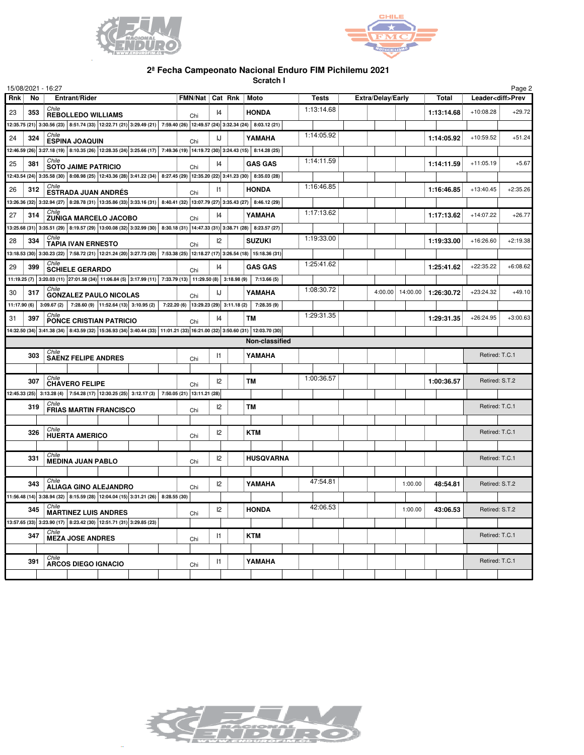## 2ª Fecha Campeonato Nacional Enduro FIM Pichilemu 2021

**Scratch I**

15/08/2021 - 16:27

| Rnk | No | Entrant/Rider | FMN/Nat | Cat | Rnk | Moto | Tests | Extra/Delay/Early | | | Total | Leader<diff>Prev | |
|---|---|---|---|---|---|---|---|---|---|---|---|---|---|
| 23 | 353 | Chile REBOLLEDO WILLIAMS | Chi | I4 | | HONDA | 1:13:14.68 | | | | 1:13:14.68 | +10:08.28 | +29.72 |
| | | 12:35.75 (21) 3:30.56 (23) 8:51.74 (33) 12:22.71 (21) 3:29.49 (21) 7:59.40 (26) 12:49.57 (24) 3:32.34 (24) 8:03.12 (21) | | | | | | | | | | | |
| 24 | 324 | Chile ESPINA JOAQUIN | Chi | IJ | | YAMAHA | 1:14:05.92 | | | | 1:14:05.92 | +10:59.52 | +51.24 |
| | | 12:46.59 (26) 3:27.18 (19) 8:10.35 (26) 12:28.35 (24) 3:25.66 (17) 7:49.36 (19) 14:19.72 (30) 3:24.43 (15) 8:14.28 (25) | | | | | | | | | | | |
| 25 | 381 | Chile SOTO JAIME PATRICIO | Chi | I4 | | GAS GAS | 1:14:11.59 | | | | 1:14:11.59 | +11:05.19 | +5.67 |
| | | 12:43.54 (24) 3:35.58 (30) 8:08.98 (25) 12:43.36 (28) 3:41.22 (34) 8:27.45 (29) 12:35.20 (22) 3:41.23 (30) 8:35.03 (28) | | | | | | | | | | | |
| 26 | 312 | Chile ESTRADA JUAN ANDRÉS | Chi | I1 | | HONDA | 1:16:46.85 | | | | 1:16:46.85 | +13:40.45 | +2:35.26 |
| | | 13:26.36 (32) 3:32.94 (27) 8:28.78 (31) 13:35.86 (33) 3:33.16 (31) 8:40.41 (32) 13:07.79 (27) 3:35.43 (27) 8:46.12 (29) | | | | | | | | | | | |
| 27 | 314 | Chile ZUÑIGA MARCELO JACOBO | Chi | I4 | | YAMAHA | 1:17:13.62 | | | | 1:17:13.62 | +14:07.22 | +26.77 |
| | | 13:25.68 (31) 3:35.51 (29) 8:19.57 (29) 13:00.08 (32) 3:32.99 (30) 8:30.18 (31) 14:47.33 (31) 3:38.71 (28) 8:23.57 (27) | | | | | | | | | | | |
| 28 | 334 | Chile TAPIA IVAN ERNESTO | Chi | I2 | | SUZUKI | 1:19:33.00 | | | | 1:19:33.00 | +16:26.60 | +2:19.38 |
| | | 13:18.53 (30) 3:30.23 (22) 7:58.72 (21) 12:21.24 (20) 3:27.73 (20) 7:53.38 (25) 12:18.27 (17) 3:26.54 (18) 15:18.36 (31) | | | | | | | | | | | |
| 29 | 399 | Chile SCHIELE GERARDO | Chi | I4 | | GAS GAS | 1:25:41.62 | | | | 1:25:41.62 | +22:35.22 | +6:08.62 |
| | | 11:19.25 (7) 3:20.03 (11) 27:01.58 (34) 11:06.84 (5) 3:17.99 (11) 7:33.79 (13) 11:29.50 (8) 3:18.98 (9) 7:13.66 (5) | | | | | | | | | | | |
| 30 | 317 | Chile GONZALEZ PAULO NICOLAS | Chi | IJ | | YAMAHA | 1:08:30.72 | | 4:00.00 | 14:00.00 | 1:26:30.72 | +23:24.32 | +49.10 |
| | | 11:17.90 (6) 3:09.67 (2) 7:28.60 (9) 11:52.64 (13) 3:10.95 (2) 7:22.20 (6) 13:29.23 (29) 3:11.18 (2) 7:28.35 (9) | | | | | | | | | | | |
| 31 | 397 | Chile PONCE CRISTIAN PATRICIO | Chi | I4 | | TM | 1:29:31.35 | | | | 1:29:31.35 | +26:24.95 | +3:00.63 |
| | | 14:32.50 (34) 3:41.38 (34) 8:43.59 (32) 15:36.93 (34) 3:40.44 (33) 11:01.21 (33) 16:21.00 (32) 3:50.60 (31) 12:03.70 (30) | | | | | | | | | | | |
| | | **Non-classified** | | | | | | | | | | | |
| | 303 | Chile SAENZ FELIPE ANDRES | Chi | I1 | | YAMAHA | | | | | | Retired: T.C.1 | |
| | 307 | Chile CHAVERO FELIPE | Chi | I2 | | TM | 1:00:36.57 | | | | 1:00:36.57 | Retired: S.T.2 | |
| | | 12:45.33 (25) 3:13.28 (4) 7:54.28 (17) 12:30.25 (25) 3:12.17 (3) 7:50.05 (21) 13:11.21 (28) | | | | | | | | | | | |
| | 319 | Chile FRIAS MARTIN FRANCISCO | Chi | I2 | | TM | | | | | | Retired: T.C.1 | |
| | 326 | Chile HUERTA AMERICO | Chi | I2 | | KTM | | | | | | Retired: T.C.1 | |
| | 331 | Chile MEDINA JUAN PABLO | Chi | I2 | | HUSQVARNA | | | | | | Retired: T.C.1 | |
| | 343 | Chile ALIAGA GINO ALEJANDRO | Chi | I2 | | YAMAHA | 47:54.81 | | | 1:00.00 | 48:54.81 | Retired: S.T.2 | |
| | | 11:56.48 (14) 3:38.94 (32) 8:15.59 (28) 12:04.04 (15) 3:31.21 (26) 8:28.55 (30) | | | | | | | | | | | |
| | 345 | Chile MARTINEZ LUIS ANDRES | Chi | I2 | | HONDA | 42:06.53 | | | 1:00.00 | 43:06.53 | Retired: S.T.2 | |
| | | 13:57.65 (33) 3:23.90 (17) 8:23.42 (30) 12:51.71 (31) 3:29.85 (23) | | | | | | | | | | | |
| | 347 | Chile MEZA JOSE ANDRES | Chi | I1 | | KTM | | | | | | Retired: T.C.1 | |
| | 391 | Chile ARCOS DIEGO IGNACIO | Chi | I1 | | YAMAHA | | | | | | Retired: T.C.1 | |